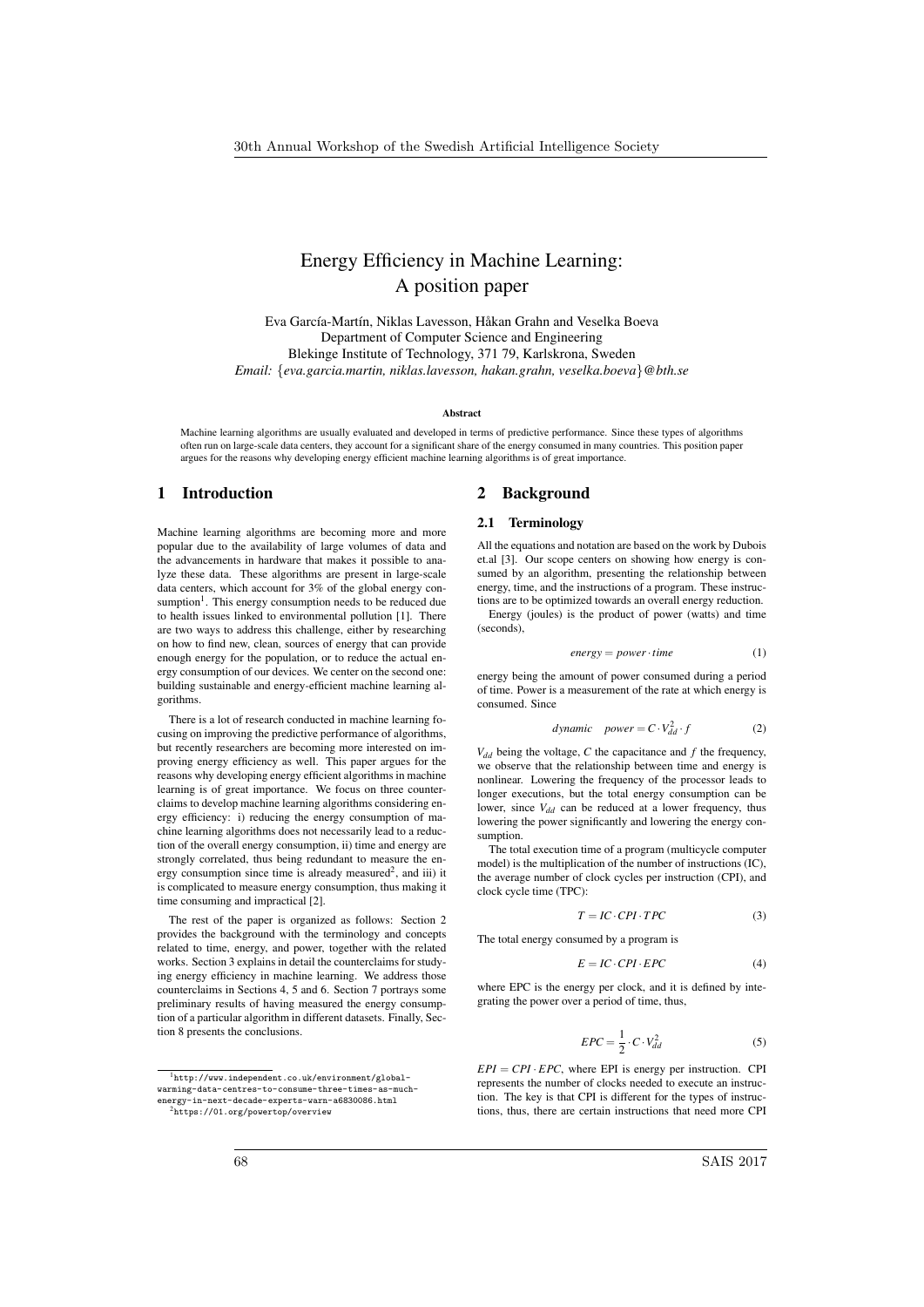# Energy Efficiency in Machine Learning: A position paper

Eva García-Martín, Niklas Lavesson, Håkan Grahn and Veselka Boeva
Department of Computer Science and Engineering
Blekinge Institute of Technology, 371 79, Karlskrona, Sweden
*Email: {eva.garcia.martin, niklas.lavesson, hakan.grahn, veselka.boeva}@bth.se*

**Abstract**

Machine learning algorithms are usually evaluated and developed in terms of predictive performance. Since these types of algorithms often run on large-scale data centers, they account for a significant share of the energy consumed in many countries. This position paper argues for the reasons why developing energy efficient machine learning algorithms is of great importance.

## 1 Introduction

Machine learning algorithms are becoming more and more popular due to the availability of large volumes of data and the advancements in hardware that makes it possible to analyze these data. These algorithms are present in large-scale data centers, which account for 3% of the global energy consumption[1]. This energy consumption needs to be reduced due to health issues linked to environmental pollution [1]. There are two ways to address this challenge, either by researching on how to find new, clean, sources of energy that can provide enough energy for the population, or to reduce the actual energy consumption of our devices. We center on the second one: building sustainable and energy-efficient machine learning algorithms.

There is a lot of research conducted in machine learning focusing on improving the predictive performance of algorithms, but recently researchers are becoming more interested on improving energy efficiency as well. This paper argues for the reasons why developing energy efficient algorithms in machine learning is of great importance. We focus on three counterclaims to develop machine learning algorithms considering energy efficiency: i) reducing the energy consumption of machine learning algorithms does not necessarily lead to a reduction of the overall energy consumption, ii) time and energy are strongly correlated, thus being redundant to measure the energy consumption since time is already measured[2], and iii) it is complicated to measure energy consumption, thus making it time consuming and impractical [2].

The rest of the paper is organized as follows: Section 2 provides the background with the terminology and concepts related to time, energy, and power, together with the related works. Section 3 explains in detail the counterclaims for studying energy efficiency in machine learning. We address those counterclaims in Sections 4, 5 and 6. Section 7 portrays some preliminary results of having measured the energy consumption of a particular algorithm in different datasets. Finally, Section 8 presents the conclusions.

[1] http://www.independent.co.uk/environment/global-warming-data-centres-to-consume-three-times-as-much-energy-in-next-decade-experts-warn-a6830086.html

[2] https://01.org/powertop/overview

## 2 Background

### 2.1 Terminology

All the equations and notation are based on the work by Dubois et.al [3]. Our scope centers on showing how energy is consumed by an algorithm, presenting the relationship between energy, time, and the instructions of a program. These instructions are to be optimized towards an overall energy reduction.

Energy (joules) is the product of power (watts) and time (seconds),

$$energy = power \cdot time \tag{1}$$

energy being the amount of power consumed during a period of time. Power is a measurement of the rate at which energy is consumed. Since

$$dynamic \quad power = C \cdot V_{dd}^2 \cdot f \tag{2}$$

$V_{dd}$ being the voltage, $C$ the capacitance and $f$ the frequency, we observe that the relationship between time and energy is nonlinear. Lowering the frequency of the processor leads to longer executions, but the total energy consumption can be lower, since $V_{dd}$ can be reduced at a lower frequency, thus lowering the power significantly and lowering the energy consumption.

The total execution time of a program (multicycle computer model) is the multiplication of the number of instructions (IC), the average number of clock cycles per instruction (CPI), and clock cycle time (TPC):

$$T = IC \cdot CPI \cdot TPC \tag{3}$$

The total energy consumed by a program is

$$E = IC \cdot CPI \cdot EPC \tag{4}$$

where EPC is the energy per clock, and it is defined by integrating the power over a period of time, thus,

$$EPC = \frac{1}{2} \cdot C \cdot V_{dd}^2 \tag{5}$$

$EPI = CPI \cdot EPC$, where EPI is energy per instruction. CPI represents the number of clocks needed to execute an instruction. The key is that CPI is different for the types of instructions, thus, there are certain instructions that need more CPI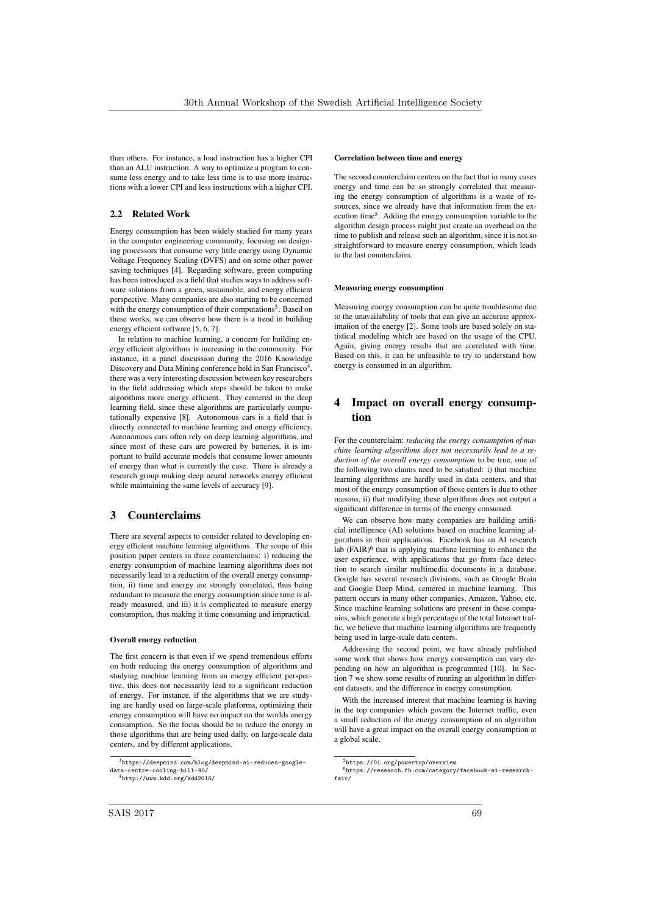than others. For instance, a load instruction has a higher CPI than an ALU instruction. A way to optimize a program to consume less energy and to take less time is to use more instructions with a lower CPI and less instructions with a higher CPI.

### 2.2 Related Work

Energy consumption has been widely studied for many years in the computer engineering community, focusing on designing processors that consume very little energy using Dynamic Voltage Frequency Scaling (DVFS) and on some other power saving techniques [4]. Regarding software, green computing has been introduced as a field that studies ways to address software solutions from a green, sustainable, and energy efficient perspective. Many companies are also starting to be concerned with the energy consumption of their computations[3]. Based on these works, we can observe how there is a trend in building energy efficient software [5, 6, 7].

In relation to machine learning, a concern for building energy efficient algorithms is increasing in the community. For instance, in a panel discussion during the 2016 Knowledge Discovery and Data Mining conference held in San Francisco[4], there was a very interesting discussion between key researchers in the field addressing which steps should be taken to make algorithms more energy efficient. They centered in the deep learning field, since these algorithms are particularly computationally expensive [8]. Autonomous cars is a field that is directly connected to machine learning and energy efficiency. Autonomous cars often rely on deep learning algorithms, and since most of these cars are powered by batteries, it is important to build accurate models that consume lower amounts of energy than what is currently the case. There is already a research group making deep neural networks energy efficient while maintaining the same levels of accuracy [9].

## 3 Counterclaims

There are several aspects to consider related to developing energy efficient machine learning algorithms. The scope of this position paper centers in three counterclaims: i) reducing the energy consumption of machine learning algorithms does not necessarily lead to a reduction of the overall energy consumption, ii) time and energy are strongly correlated, thus being redundant to measure the energy consumption since time is already measured, and iii) it is complicated to measure energy consumption, thus making it time consuming and impractical.

#### Overall energy reduction

The first concern is that even if we spend tremendous efforts on both reducing the energy consumption of algorithms and studying machine learning from an energy efficient perspective, this does not necessarily lead to a significant reduction of energy. For instance, if the algorithms that we are studying are hardly used on large-scale platforms, optimizing their energy consumption will have no impact on the worlds energy consumption. So the focus should be to reduce the energy in those algorithms that are being used daily, on large-scale data centers, and by different applications.

#### Correlation between time and energy

The second counterclaim centers on the fact that in many cases energy and time can be so strongly correlated that measuring the energy consumption of algorithms is a waste of resources, since we already have that information from the execution time[5]. Adding the energy consumption variable to the algorithm design process might just create an overhead on the time to publish and release such an algorithm, since it is not so straightforward to measure energy consumption, which leads to the last counterclaim.

#### Measuring energy consumption

Measuring energy consumption can be quite troublesome due to the unavailability of tools that can give an accurate approximation of the energy [2]. Some tools are based solely on statistical modeling which are based on the usage of the CPU. Again, giving energy results that are correlated with time. Based on this, it can be unfeasible to try to understand how energy is consumed in an algorithm.

## 4 Impact on overall energy consumption

For the counterclaim: *reducing the energy consumption of machine learning algorithms does not necessarily lead to a reduction of the overall energy consumption* to be true, one of the following two claims need to be satisfied: i) that machine learning algorithms are hardly used in data centers, and that most of the energy consumption of those centers is due to other reasons, ii) that modifying these algorithms does not output a significant difference in terms of the energy consumed.

We can observe how many companies are building artificial intelligence (AI) solutions based on machine learning algorithms in their applications. Facebook has an AI research lab (FAIR)[6] that is applying machine learning to enhance the user experience, with applications that go from face detection to search similar multimedia documents in a database. Google has several research divisions, such as Google Brain and Google Deep Mind, centered in machine learning. This pattern occurs in many other companies, Amazon, Yahoo, etc. Since machine learning solutions are present in these companies, which generate a high percentage of the total Internet traffic, we believe that machine learning algorithms are frequently being used in large-scale data centers.

Addressing the second point, we have already published some work that shows how energy consumption can vary depending on how an algorithm is programmed [10]. In Section 7 we show some results of running an algorithm in different datasets, and the difference in energy consumption.

With the increased interest that machine learning is having in the top companies which govern the Internet traffic, even a small reduction of the energy consumption of an algorithm will have a great impact on the overall energy consumption at a global scale.

---

[3] https://deepmind.com/blog/deepmind-ai-reduces-google-data-centre-cooling-bill-40/

[4] http://www.kdd.org/kdd2016/

[5] https://01.org/powertop/overview

[6] https://research.fb.com/category/facebook-ai-research-fair/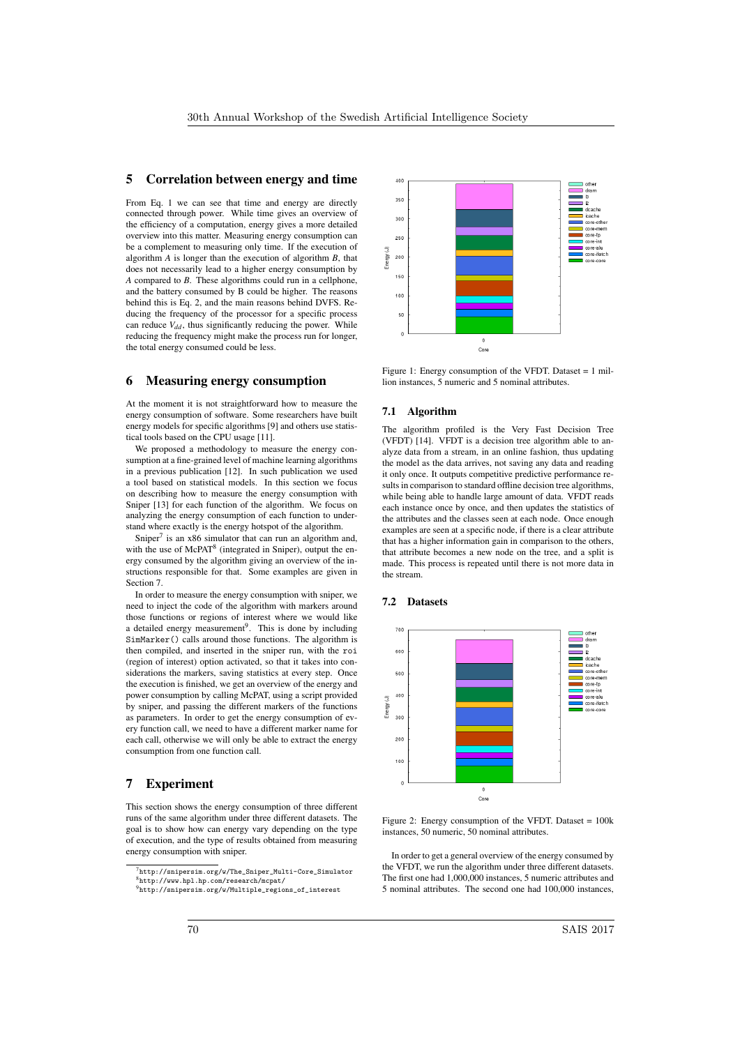## 5 Correlation between energy and time

From Eq. 1 we can see that time and energy are directly connected through power. While time gives an overview of the efficiency of a computation, energy gives a more detailed overview into this matter. Measuring energy consumption can be a complement to measuring only time. If the execution of algorithm $A$ is longer than the execution of algorithm $B$, that does not necessarily lead to a higher energy consumption by $A$ compared to $B$. These algorithms could run in a cellphone, and the battery consumed by B could be higher. The reasons behind this is Eq. 2, and the main reasons behind DVFS. Reducing the frequency of the processor for a specific process can reduce $V_{dd}$, thus significantly reducing the power. While reducing the frequency might make the process run for longer, the total energy consumed could be less.

## 6 Measuring energy consumption

At the moment it is not straightforward how to measure the energy consumption of software. Some researchers have built energy models for specific algorithms [9] and others use statistical tools based on the CPU usage [11].

We proposed a methodology to measure the energy consumption at a fine-grained level of machine learning algorithms in a previous publication [12]. In such publication we used a tool based on statistical models. In this section we focus on describing how to measure the energy consumption with Sniper [13] for each function of the algorithm. We focus on analyzing the energy consumption of each function to understand where exactly is the energy hotspot of the algorithm.

Sniper[7] is an x86 simulator that can run an algorithm and, with the use of McPAT[8] (integrated in Sniper), output the energy consumed by the algorithm giving an overview of the instructions responsible for that. Some examples are given in Section 7.

In order to measure the energy consumption with sniper, we need to inject the code of the algorithm with markers around those functions or regions of interest where we would like a detailed energy measurement[9]. This is done by including `SimMarker()` calls around those functions. The algorithm is then compiled, and inserted in the sniper run, with the `roi` (region of interest) option activated, so that it takes into considerations the markers, saving statistics at every step. Once the execution is finished, we get an overview of the energy and power consumption by calling McPAT, using a script provided by sniper, and passing the different markers of the functions as parameters. In order to get the energy consumption of every function call, we need to have a different marker name for each call, otherwise we will only be able to extract the energy consumption from one function call.

## 7 Experiment

This section shows the energy consumption of three different runs of the same algorithm under three different datasets. The goal is to show how can energy vary depending on the type of execution, and the type of results obtained from measuring energy consumption with sniper.

[7] http://snipersim.org/w/The_Sniper_Multi-Core_Simulator
[8] http://www.hpl.hp.com/research/mcpat/
[9] http://snipersim.org/w/Multiple_regions_of_interest

Figure 1: Energy consumption of the VFDT. Dataset = 1 million instances, 5 numeric and 5 nominal attributes.

### 7.1 Algorithm

The algorithm profiled is the Very Fast Decision Tree (VFDT) [14]. VFDT is a decision tree algorithm able to analyze data from a stream, in an online fashion, thus updating the model as the data arrives, not saving any data and reading it only once. It outputs competitive predictive performance results in comparison to standard offline decision tree algorithms, while being able to handle large amount of data. VFDT reads each instance once by once, and then updates the statistics of the attributes and the classes seen at each node. Once enough examples are seen at a specific node, if there is a clear attribute that has a higher information gain in comparison to the others, that attribute becomes a new node on the tree, and a split is made. This process is repeated until there is not more data in the stream.

### 7.2 Datasets

Figure 2: Energy consumption of the VFDT. Dataset = 100k instances, 50 numeric, 50 nominal attributes.

In order to get a general overview of the energy consumed by the VFDT, we run the algorithm under three different datasets. The first one had 1,000,000 instances, 5 numeric attributes and 5 nominal attributes. The second one had 100,000 instances,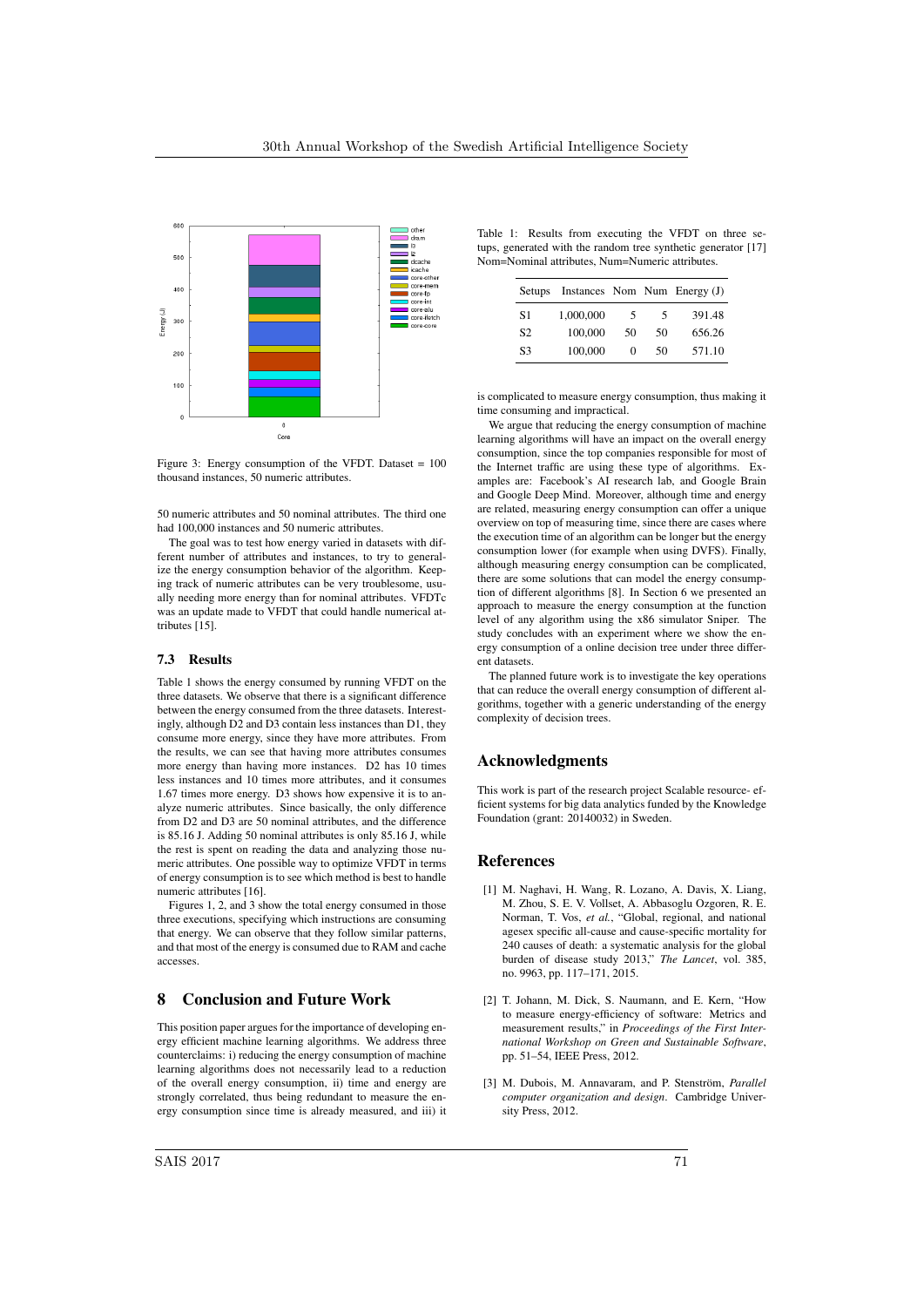Figure 3: Energy consumption of the VFDT. Dataset = 100 thousand instances, 50 numeric attributes.

50 numeric attributes and 50 nominal attributes. The third one had 100,000 instances and 50 numeric attributes.

The goal was to test how energy varied in datasets with different number of attributes and instances, to try to generalize the energy consumption behavior of the algorithm. Keeping track of numeric attributes can be very troublesome, usually needing more energy than for nominal attributes. VFDTc was an update made to VFDT that could handle numerical attributes [15].

### 7.3 Results

Table 1 shows the energy consumed by running VFDT on the three datasets. We observe that there is a significant difference between the energy consumed from the three datasets. Interestingly, although D2 and D3 contain less instances than D1, they consume more energy, since they have more attributes. From the results, we can see that having more attributes consumes more energy than having more instances. D2 has 10 times less instances and 10 times more attributes, and it consumes 1.67 times more energy. D3 shows how expensive it is to analyze numeric attributes. Since basically, the only difference from D2 and D3 are 50 nominal attributes, and the difference is 85.16 J. Adding 50 nominal attributes is only 85.16 J, while the rest is spent on reading the data and analyzing those numeric attributes. One possible way to optimize VFDT in terms of energy consumption is to see which method is best to handle numeric attributes [16].

Figures 1, 2, and 3 show the total energy consumed in those three executions, specifying which instructions are consuming that energy. We can observe that they follow similar patterns, and that most of the energy is consumed due to RAM and cache accesses.

## 8 Conclusion and Future Work

This position paper argues for the importance of developing energy efficient machine learning algorithms. We address three counterclaims: i) reducing the energy consumption of machine learning algorithms does not necessarily lead to a reduction of the overall energy consumption, ii) time and energy are strongly correlated, thus being redundant to measure the energy consumption since time is already measured, and iii) it is complicated to measure energy consumption, thus making it time consuming and impractical.

Table 1: Results from executing the VFDT on three setups, generated with the random tree synthetic generator [17] Nom=Nominal attributes, Num=Numeric attributes.

| Setups | Instances | Nom | Num | Energy (J) |
|---|---|---|---|---|
| S1 | 1,000,000 | 5 | 5 | 391.48 |
| S2 | 100,000 | 50 | 50 | 656.26 |
| S3 | 100,000 | 0 | 50 | 571.10 |

We argue that reducing the energy consumption of machine learning algorithms will have an impact on the overall energy consumption, since the top companies responsible for most of the Internet traffic are using these type of algorithms. Examples are: Facebook's AI research lab, and Google Brain and Google Deep Mind. Moreover, although time and energy are related, measuring energy consumption can offer a unique overview on top of measuring time, since there are cases where the execution time of an algorithm can be longer but the energy consumption lower (for example when using DVFS). Finally, although measuring energy consumption can be complicated, there are some solutions that can model the energy consumption of different algorithms [8]. In Section 6 we presented an approach to measure the energy consumption at the function level of any algorithm using the x86 simulator Sniper. The study concludes with an experiment where we show the energy consumption of a online decision tree under three different datasets.

The planned future work is to investigate the key operations that can reduce the overall energy consumption of different algorithms, together with a generic understanding of the energy complexity of decision trees.

## Acknowledgments

This work is part of the research project Scalable resource- efficient systems for big data analytics funded by the Knowledge Foundation (grant: 20140032) in Sweden.

## References

[1] M. Naghavi, H. Wang, R. Lozano, A. Davis, X. Liang, M. Zhou, S. E. V. Vollset, A. Abbasoglu Ozgoren, R. E. Norman, T. Vos, *et al.*, "Global, regional, and national agesex specific all-cause and cause-specific mortality for 240 causes of death: a systematic analysis for the global burden of disease study 2013," *The Lancet*, vol. 385, no. 9963, pp. 117–171, 2015.

[2] T. Johann, M. Dick, S. Naumann, and E. Kern, "How to measure energy-efficiency of software: Metrics and measurement results," in *Proceedings of the First International Workshop on Green and Sustainable Software*, pp. 51–54, IEEE Press, 2012.

[3] M. Dubois, M. Annavaram, and P. Stenström, *Parallel computer organization and design*. Cambridge University Press, 2012.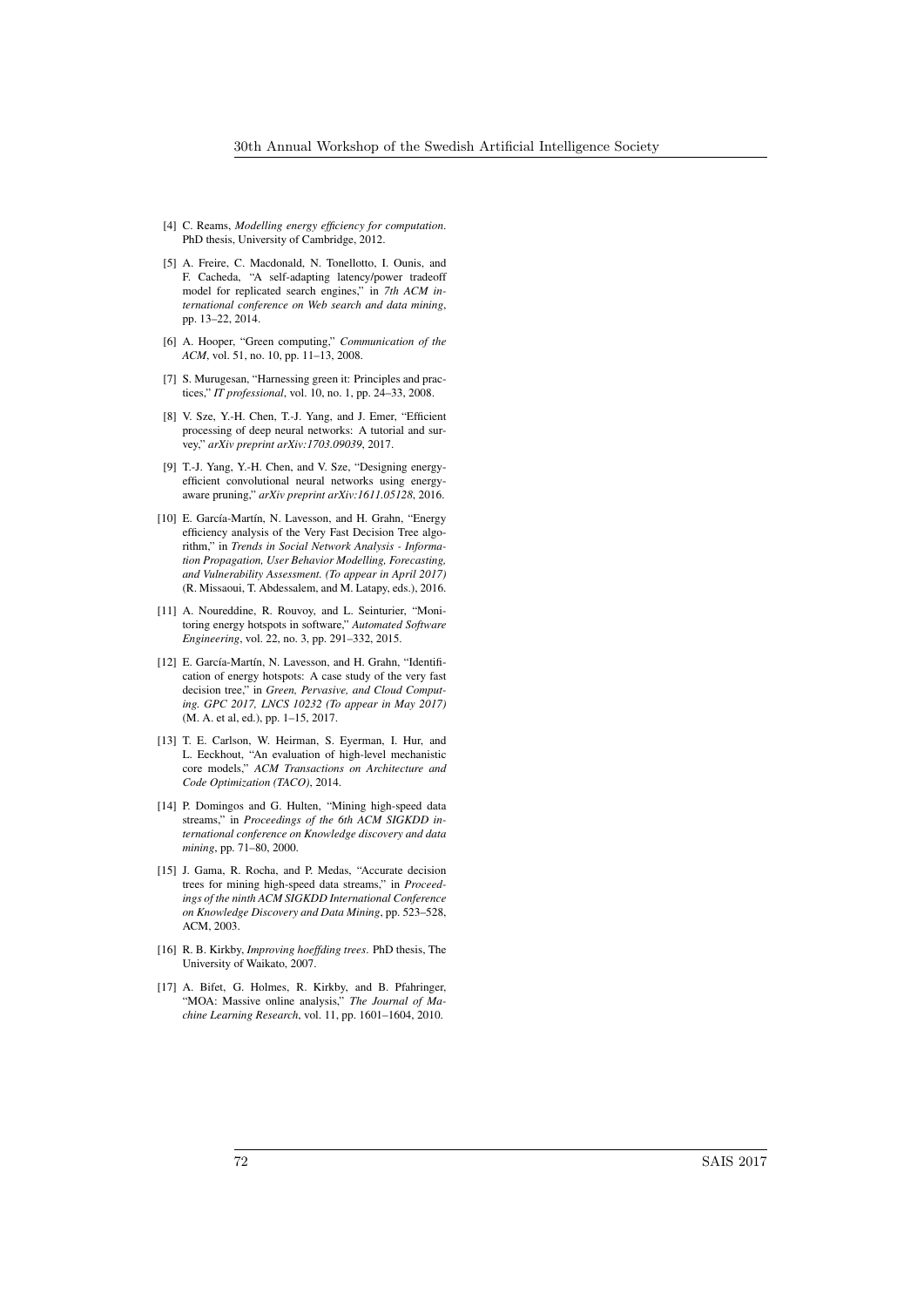[4] C. Reams, *Modelling energy efficiency for computation*. PhD thesis, University of Cambridge, 2012.

[5] A. Freire, C. Macdonald, N. Tonellotto, I. Ounis, and F. Cacheda, "A self-adapting latency/power tradeoff model for replicated search engines," in *7th ACM international conference on Web search and data mining*, pp. 13–22, 2014.

[6] A. Hooper, "Green computing," *Communication of the ACM*, vol. 51, no. 10, pp. 11–13, 2008.

[7] S. Murugesan, "Harnessing green it: Principles and practices," *IT professional*, vol. 10, no. 1, pp. 24–33, 2008.

[8] V. Sze, Y.-H. Chen, T.-J. Yang, and J. Emer, "Efficient processing of deep neural networks: A tutorial and survey," *arXiv preprint arXiv:1703.09039*, 2017.

[9] T.-J. Yang, Y.-H. Chen, and V. Sze, "Designing energy-efficient convolutional neural networks using energy-aware pruning," *arXiv preprint arXiv:1611.05128*, 2016.

[10] E. García-Martín, N. Lavesson, and H. Grahn, "Energy efficiency analysis of the Very Fast Decision Tree algorithm," in *Trends in Social Network Analysis - Information Propagation, User Behavior Modelling, Forecasting, and Vulnerability Assessment. (To appear in April 2017)* (R. Missaoui, T. Abdessalem, and M. Latapy, eds.), 2016.

[11] A. Noureddine, R. Rouvoy, and L. Seinturier, "Monitoring energy hotspots in software," *Automated Software Engineering*, vol. 22, no. 3, pp. 291–332, 2015.

[12] E. García-Martín, N. Lavesson, and H. Grahn, "Identification of energy hotspots: A case study of the very fast decision tree," in *Green, Pervasive, and Cloud Computing. GPC 2017, LNCS 10232 (To appear in May 2017)* (M. A. et al, ed.), pp. 1–15, 2017.

[13] T. E. Carlson, W. Heirman, S. Eyerman, I. Hur, and L. Eeckhout, "An evaluation of high-level mechanistic core models," *ACM Transactions on Architecture and Code Optimization (TACO)*, 2014.

[14] P. Domingos and G. Hulten, "Mining high-speed data streams," in *Proceedings of the 6th ACM SIGKDD international conference on Knowledge discovery and data mining*, pp. 71–80, 2000.

[15] J. Gama, R. Rocha, and P. Medas, "Accurate decision trees for mining high-speed data streams," in *Proceedings of the ninth ACM SIGKDD International Conference on Knowledge Discovery and Data Mining*, pp. 523–528, ACM, 2003.

[16] R. B. Kirkby, *Improving hoeffding trees*. PhD thesis, The University of Waikato, 2007.

[17] A. Bifet, G. Holmes, R. Kirkby, and B. Pfahringer, "MOA: Massive online analysis," *The Journal of Machine Learning Research*, vol. 11, pp. 1601–1604, 2010.